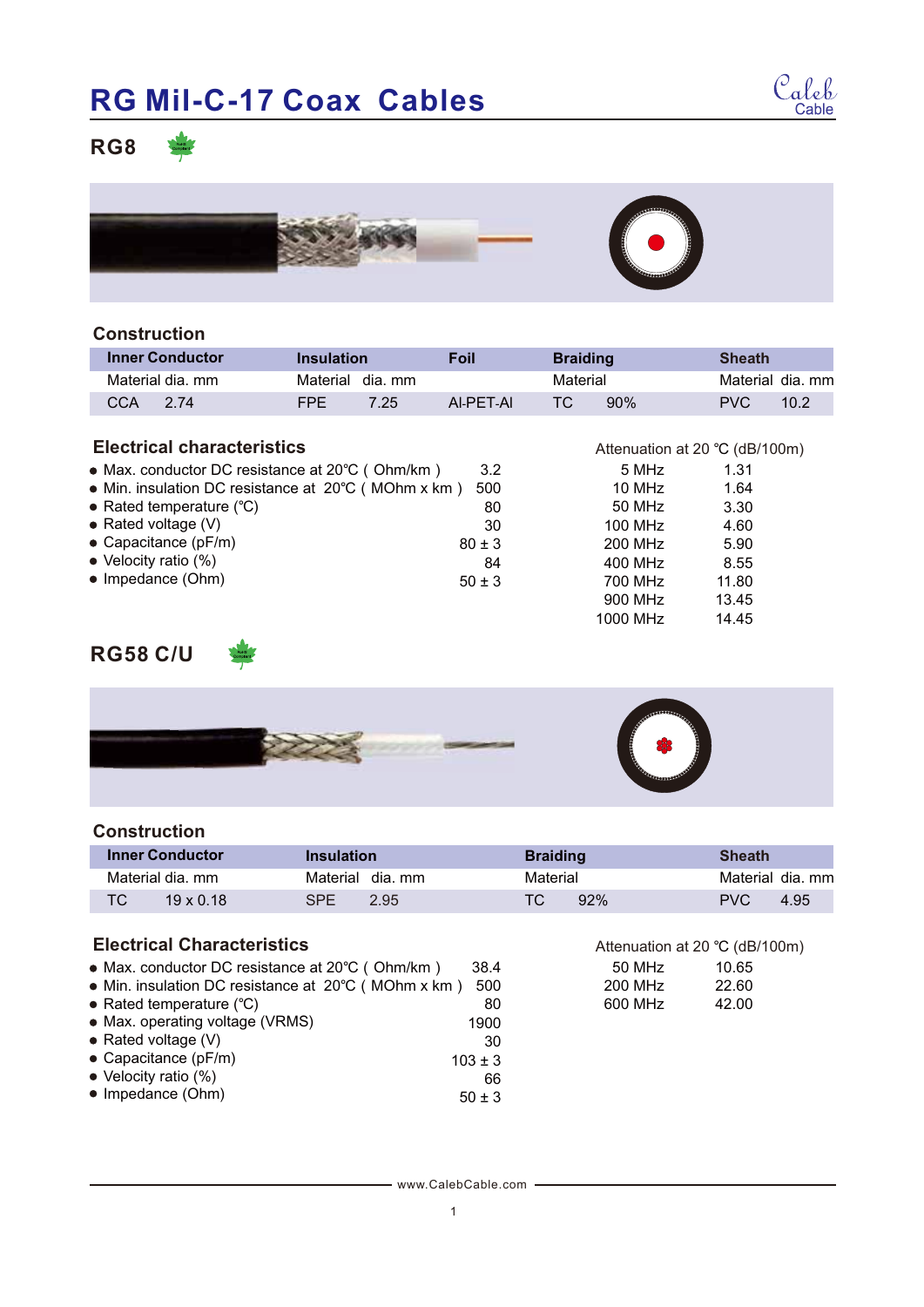# RG Mil-C-17 Coax Cables

## RG8

### Construction

| Inner Conductor | | Insulation | | Foil | Braiding | | Sheath | |
|---|---|---|---|---|---|---|---|---|
| Material | dia. mm | Material | dia. mm | | Material | | Material | dia. mm |
| CCA | 2.74 | FPE | 7.25 | Al-PET-Al | TC | 90% | PVC | 10.2 |

### Electrical characteristics

- Max. conductor DC resistance at 20°C ( Ohm/km ) 3.2
- Min. insulation DC resistance at 20°C ( MOhm x km ) 500
- Rated temperature (°C) 80
- Rated voltage (V) 30
- Capacitance (pF/m) 80 ± 3
- Velocity ratio (%) 84
- Impedance (Ohm) 50 ± 3

| Attenuation at 20 °C (dB/100m) | |
|---|---|
| 5 MHz | 1.31 |
| 10 MHz | 1.64 |
| 50 MHz | 3.30 |
| 100 MHz | 4.60 |
| 200 MHz | 5.90 |
| 400 MHz | 8.55 |
| 700 MHz | 11.80 |
| 900 MHz | 13.45 |
| 1000 MHz | 14.45 |

## RG58 C/U

### Construction

| Inner Conductor | | Insulation | | Braiding | | Sheath | |
|---|---|---|---|---|---|---|---|
| Material | dia. mm | Material | dia. mm | Material | | Material | dia. mm |
| TC | 19 x 0.18 | SPE | 2.95 | TC | 92% | PVC | 4.95 |

### Electrical Characteristics

- Max. conductor DC resistance at 20°C ( Ohm/km ) 38.4
- Min. insulation DC resistance at 20°C ( MOhm x km ) 500
- Rated temperature (°C) 80
- Max. operating voltage (VRMS) 1900
- Rated voltage (V) 30
- Capacitance (pF/m) 103 ± 3
- Velocity ratio (%) 66
- Impedance (Ohm) 50 ± 3

| Attenuation at 20 °C (dB/100m) | |
|---|---|
| 50 MHz | 10.65 |
| 200 MHz | 22.60 |
| 600 MHz | 42.00 |

www.CalebCable.com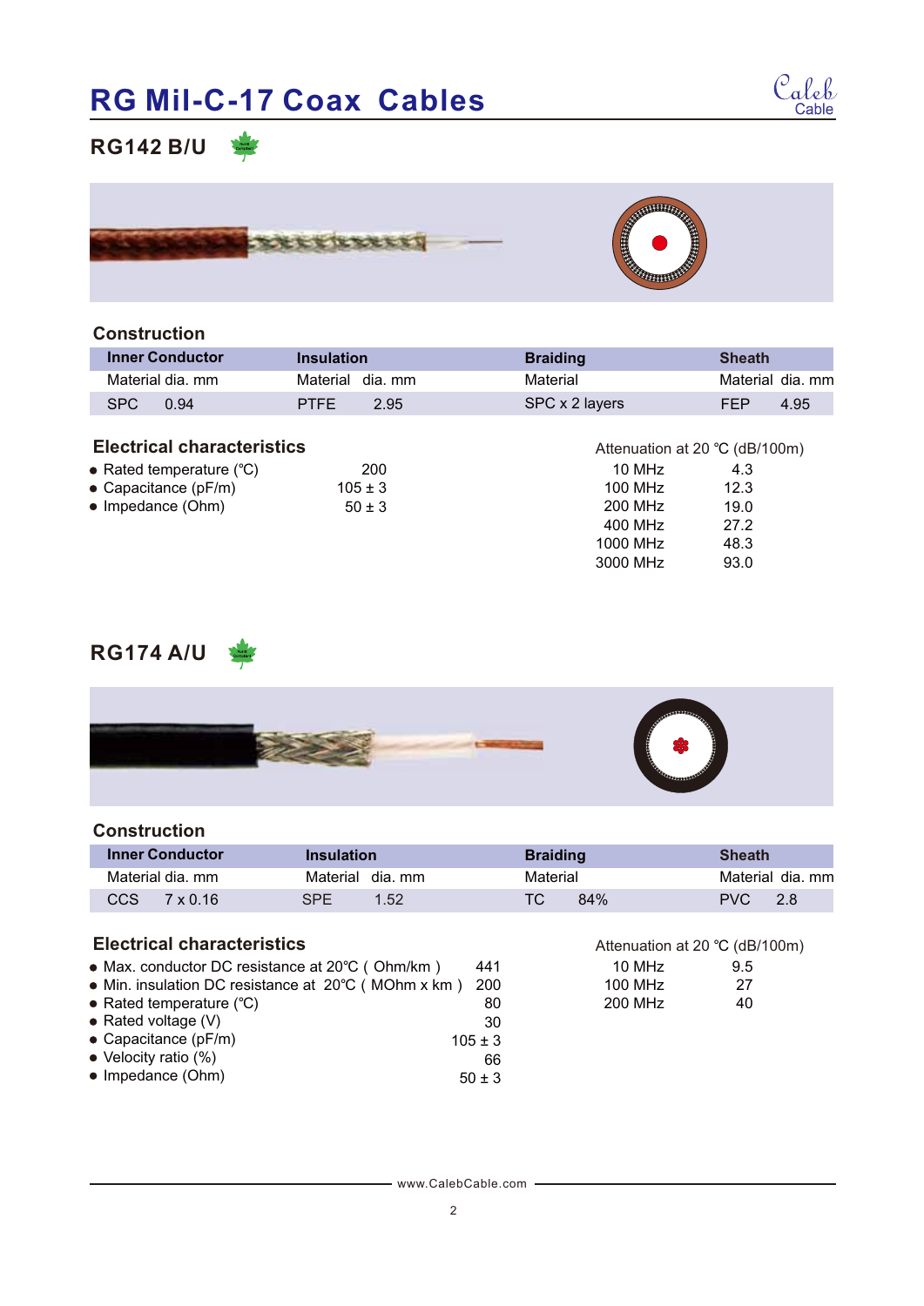# RG Mil-C-17 Coax Cables

## RG142 B/U

### Construction

| Inner Conductor | | Insulation | | Braiding | Sheath | |
|---|---|---|---|---|---|---|
| Material | dia. mm | Material | dia. mm | Material | Material | dia. mm |
| SPC | 0.94 | PTFE | 2.95 | SPC x 2 layers | FEP | 4.95 |

### Electrical characteristics

- Rated temperature (℃) 200
- Capacitance (pF/m) 105 ± 3
- Impedance (Ohm) 50 ± 3

| Attenuation at 20 ℃ (dB/100m) | |
|---|---|
| 10 MHz | 4.3 |
| 100 MHz | 12.3 |
| 200 MHz | 19.0 |
| 400 MHz | 27.2 |
| 1000 MHz | 48.3 |
| 3000 MHz | 93.0 |

## RG174 A/U

### Construction

| Inner Conductor | | Insulation | | Braiding | | Sheath | |
|---|---|---|---|---|---|---|---|
| Material | dia. mm | Material | dia. mm | Material | | Material | dia. mm |
| CCS | 7 x 0.16 | SPE | 1.52 | TC | 84% | PVC | 2.8 |

### Electrical characteristics

- Max. conductor DC resistance at 20℃ ( Ohm/km ) 441
- Min. insulation DC resistance at 20℃ ( MOhm x km ) 200
- Rated temperature (℃) 80
- Rated voltage (V) 30
- Capacitance (pF/m) 105 ± 3
- Velocity ratio (%) 66
- Impedance (Ohm) 50 ± 3

| Attenuation at 20 ℃ (dB/100m) | |
|---|---|
| 10 MHz | 9.5 |
| 100 MHz | 27 |
| 200 MHz | 40 |

www.CalebCable.com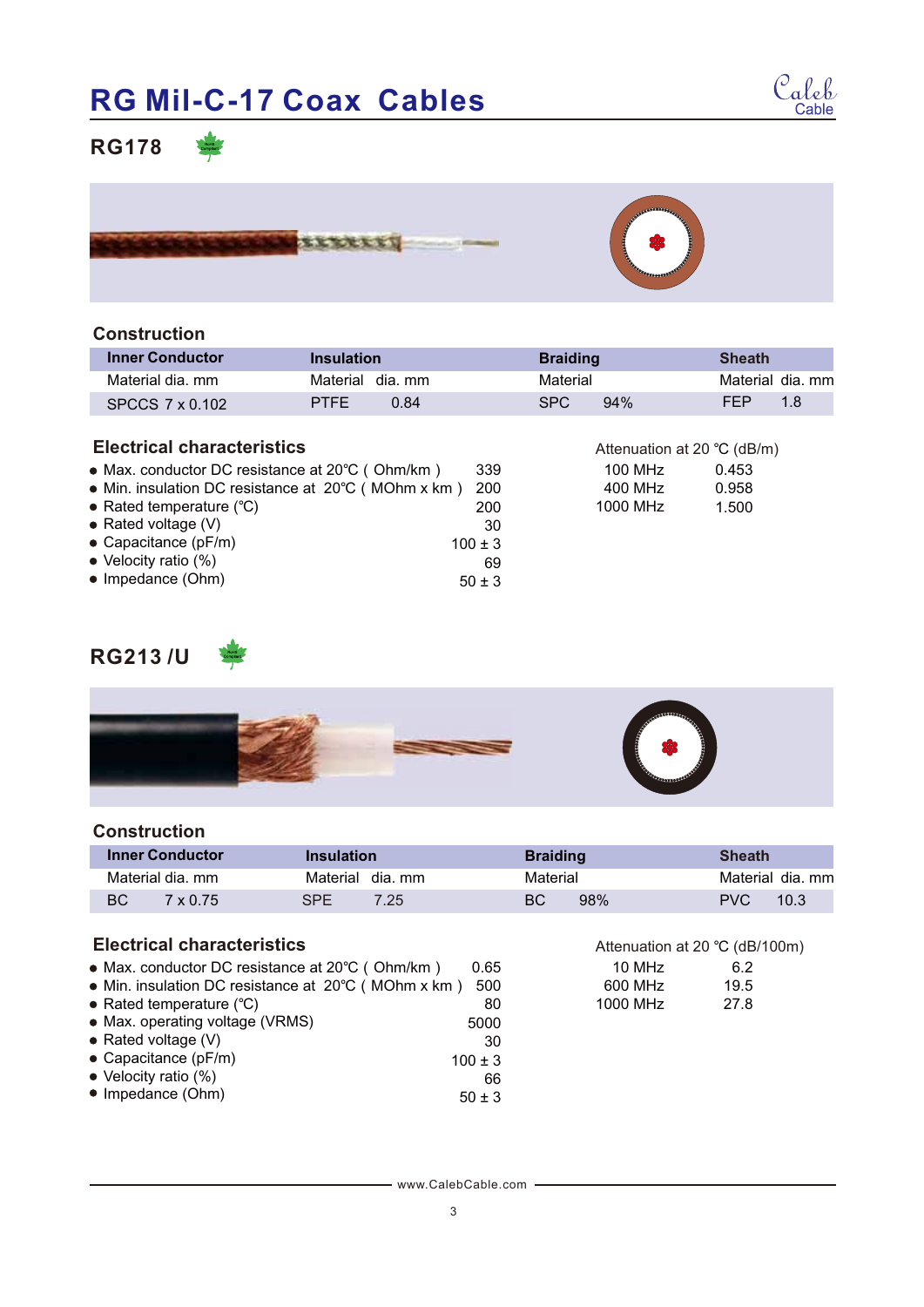# RG Mil-C-17 Coax Cables

## RG178

### Construction

| Inner Conductor | | Insulation | | Braiding | | Sheath | |
|---|---|---|---|---|---|---|---|
| Material dia. mm | | Material | dia. mm | Material | | Material | dia. mm |
| SPCCS 7 x 0.102 | | PTFE | 0.84 | SPC | 94% | FEP | 1.8 |

### Electrical characteristics

- Max. conductor DC resistance at 20℃ ( Ohm/km ) 339
- Min. insulation DC resistance at 20℃ ( MOhm x km ) 200
- Rated temperature (℃) 200
- Rated voltage (V) 30
- Capacitance (pF/m) 100 ± 3
- Velocity ratio (%) 69
- Impedance (Ohm) 50 ± 3

| Attenuation at 20 ℃ (dB/m) | |
|---|---|
| 100 MHz | 0.453 |
| 400 MHz | 0.958 |
| 1000 MHz | 1.500 |

## RG213 /U

### Construction

| Inner Conductor | | Insulation | | Braiding | | Sheath | |
|---|---|---|---|---|---|---|---|
| Material | dia. mm | Material | dia. mm | Material | | Material | dia. mm |
| BC | 7 x 0.75 | SPE | 7.25 | BC | 98% | PVC | 10.3 |

### Electrical characteristics

- Max. conductor DC resistance at 20℃ ( Ohm/km ) 0.65
- Min. insulation DC resistance at 20℃ ( MOhm x km ) 500
- Rated temperature (℃) 80
- Max. operating voltage (VRMS) 5000
- Rated voltage (V) 30
- Capacitance (pF/m) 100 ± 3
- Velocity ratio (%) 66
- Impedance (Ohm) 50 ± 3

| Attenuation at 20 ℃ (dB/100m) | |
|---|---|
| 10 MHz | 6.2 |
| 600 MHz | 19.5 |
| 1000 MHz | 27.8 |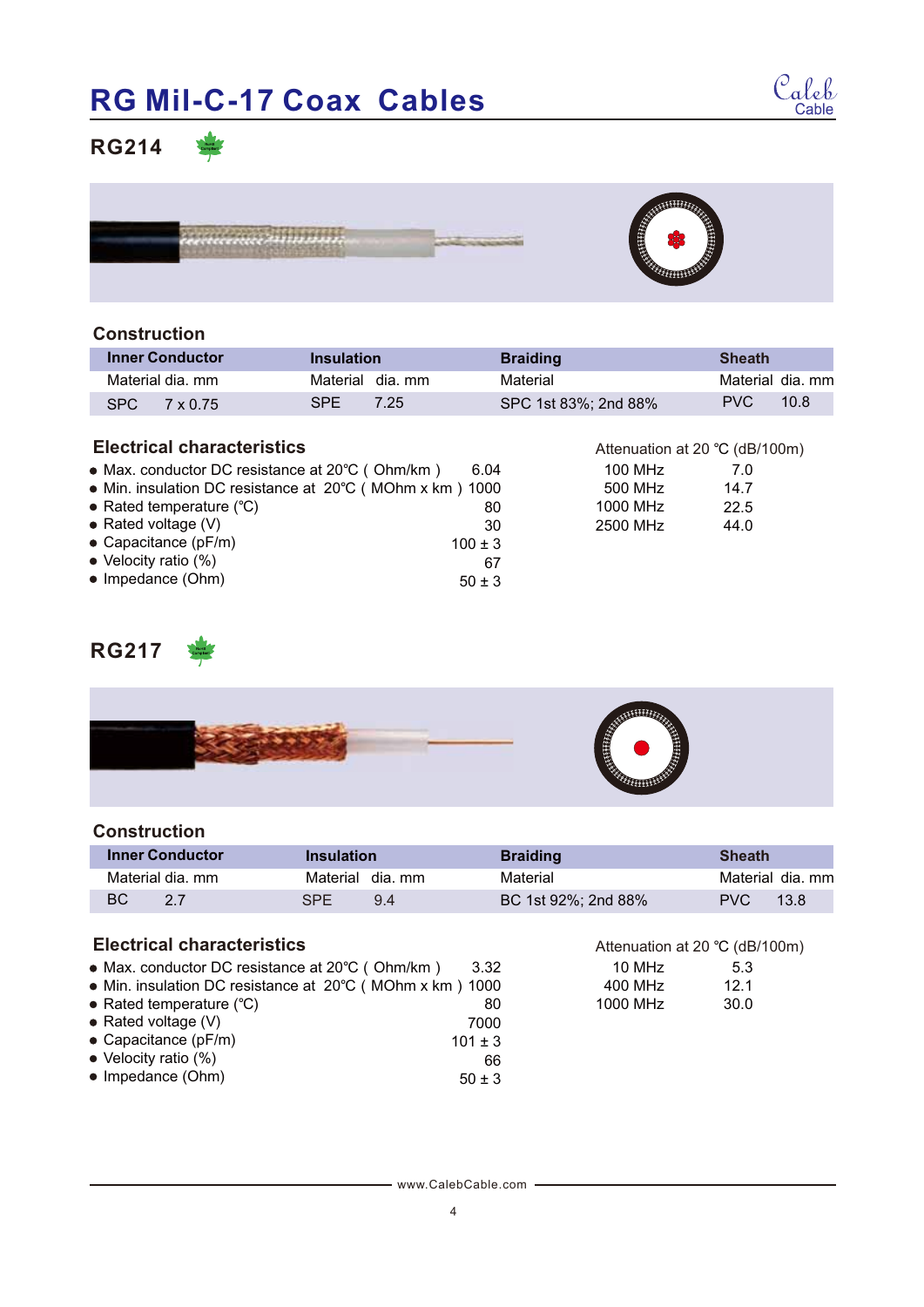# RG Mil-C-17 Coax Cables

## RG214

### Construction

| Inner Conductor | | Insulation | | Braiding | Sheath | |
|---|---|---|---|---|---|---|
| Material | dia. mm | Material | dia. mm | Material | Material | dia. mm |
| SPC | 7 x 0.75 | SPE | 7.25 | SPC 1st 83%; 2nd 88% | PVC | 10.8 |

### Electrical characteristics

- Max. conductor DC resistance at 20℃ ( Ohm/km ) 6.04
- Min. insulation DC resistance at 20℃ ( MOhm x km ) 1000
- Rated temperature (℃) 80
- Rated voltage (V) 30
- Capacitance (pF/m) 100 ± 3
- Velocity ratio (%) 67
- Impedance (Ohm) 50 ± 3

Attenuation at 20 ℃ (dB/100m)

| Frequency | Attenuation |
|---|---|
| 100 MHz | 7.0 |
| 500 MHz | 14.7 |
| 1000 MHz | 22.5 |
| 2500 MHz | 44.0 |

## RG217

### Construction

| Inner Conductor | | Insulation | | Braiding | Sheath | |
|---|---|---|---|---|---|---|
| Material | dia. mm | Material | dia. mm | Material | Material | dia. mm |
| BC | 2.7 | SPE | 9.4 | BC 1st 92%; 2nd 88% | PVC | 13.8 |

### Electrical characteristics

- Max. conductor DC resistance at 20℃ ( Ohm/km ) 3.32
- Min. insulation DC resistance at 20℃ ( MOhm x km ) 1000
- Rated temperature (℃) 80
- Rated voltage (V) 7000
- Capacitance (pF/m) 101 ± 3
- Velocity ratio (%) 66
- Impedance (Ohm) 50 ± 3

Attenuation at 20 ℃ (dB/100m)

| Frequency | Attenuation |
|---|---|
| 10 MHz | 5.3 |
| 400 MHz | 12.1 |
| 1000 MHz | 30.0 |

www.CalebCable.com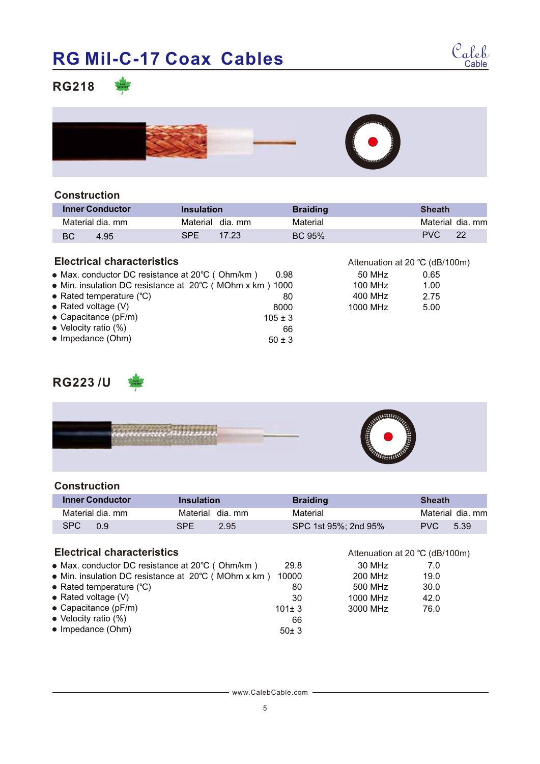# RG Mil-C-17 Coax Cables

## RG218

### Construction

| Inner Conductor | | Insulation | | Braiding | Sheath | |
|---|---|---|---|---|---|---|
| Material | dia. mm | Material | dia. mm | Material | Material | dia. mm |
| BC | 4.95 | SPE | 17.23 | BC 95% | PVC | 22 |

### Electrical characteristics

- Max. conductor DC resistance at 20℃ ( Ohm/km ) 0.98
- Min. insulation DC resistance at 20℃ ( MOhm x km ) 1000
- Rated temperature (℃) 80
- Rated voltage (V) 8000
- Capacitance (pF/m) 105 ± 3
- Velocity ratio (%) 66
- Impedance (Ohm) 50 ± 3

Attenuation at 20 ℃ (dB/100m)

| Frequency | Attenuation |
|---|---|
| 50 MHz | 0.65 |
| 100 MHz | 1.00 |
| 400 MHz | 2.75 |
| 1000 MHz | 5.00 |

## RG223 /U

### Construction

| Inner Conductor | | Insulation | | Braiding | Sheath | |
|---|---|---|---|---|---|---|
| Material | dia. mm | Material | dia. mm | Material | Material | dia. mm |
| SPC | 0.9 | SPE | 2.95 | SPC 1st 95%; 2nd 95% | PVC | 5.39 |

### Electrical characteristics

- Max. conductor DC resistance at 20℃ ( Ohm/km ) 29.8
- Min. insulation DC resistance at 20℃ ( MOhm x km ) 10000
- Rated temperature (℃) 80
- Rated voltage (V) 30
- Capacitance (pF/m) 101± 3
- Velocity ratio (%) 66
- Impedance (Ohm) 50± 3

Attenuation at 20 ℃ (dB/100m)

| Frequency | Attenuation |
|---|---|
| 30 MHz | 7.0 |
| 200 MHz | 19.0 |
| 500 MHz | 30.0 |
| 1000 MHz | 42.0 |
| 3000 MHz | 76.0 |

www.CalebCable.com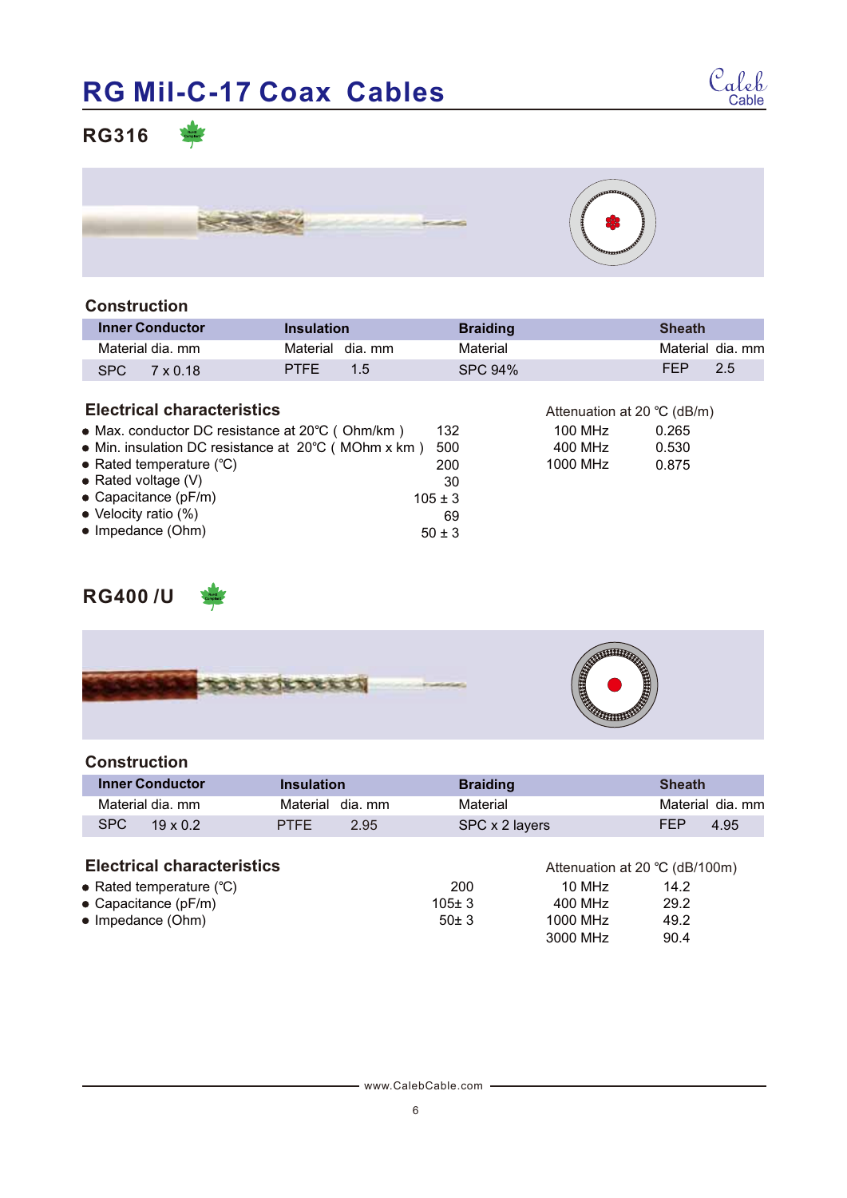# RG Mil-C-17 Coax Cables

## RG316

### Construction

| Inner Conductor | | Insulation | | Braiding | Sheath | |
|---|---|---|---|---|---|---|
| Material | dia. mm | Material | dia. mm | Material | Material | dia. mm |
| SPC | 7 x 0.18 | PTFE | 1.5 | SPC 94% | FEP | 2.5 |

### Electrical characteristics

- Max. conductor DC resistance at 20℃ ( Ohm/km ) 132
- Min. insulation DC resistance at 20℃ ( MOhm x km ) 500
- Rated temperature (℃) 200
- Rated voltage (V) 30
- Capacitance (pF/m) 105 ± 3
- Velocity ratio (%) 69
- Impedance (Ohm) 50 ± 3

Attenuation at 20 ℃ (dB/m)

| | |
|---|---|
| 100 MHz | 0.265 |
| 400 MHz | 0.530 |
| 1000 MHz | 0.875 |

## RG400 /U

### Construction

| Inner Conductor | | Insulation | | Braiding | Sheath | |
|---|---|---|---|---|---|---|
| Material | dia. mm | Material | dia. mm | Material | Material | dia. mm |
| SPC | 19 x 0.2 | PTFE | 2.95 | SPC x 2 layers | FEP | 4.95 |

### Electrical characteristics

- Rated temperature (℃) 200
- Capacitance (pF/m) 105± 3
- Impedance (Ohm) 50± 3

Attenuation at 20 ℃ (dB/100m)

| | |
|---|---|
| 10 MHz | 14.2 |
| 400 MHz | 29.2 |
| 1000 MHz | 49.2 |
| 3000 MHz | 90.4 |

www.CalebCable.com